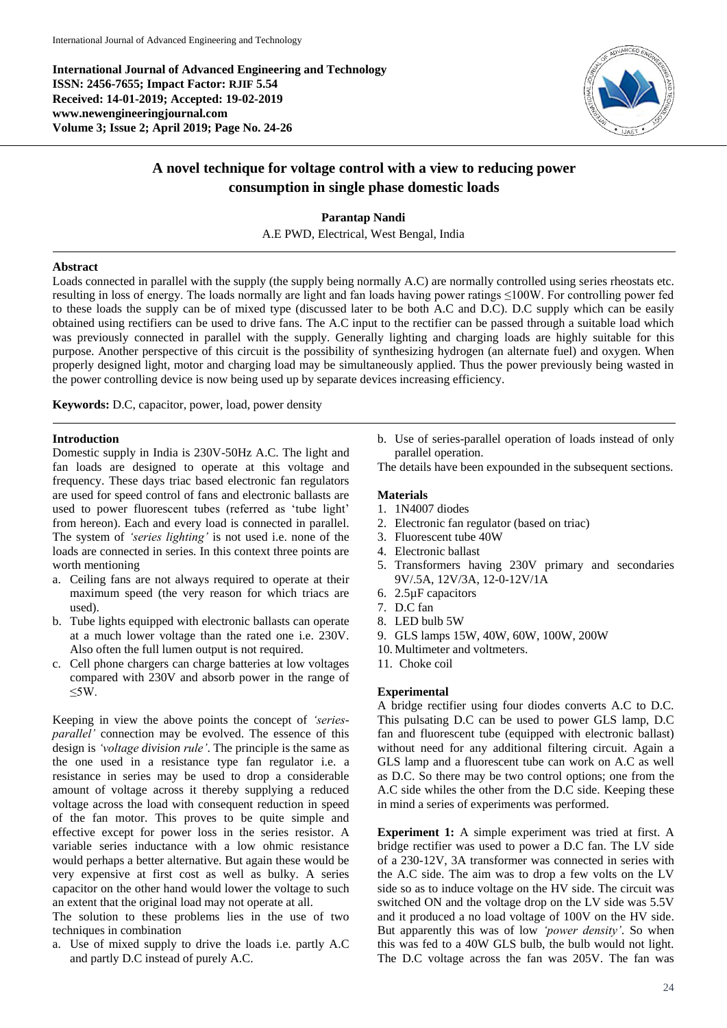International Journal of Advanced Engineering and Technology
ISSN: 2456-7655; Impact Factor: RJIF 5.54
Received: 14-01-2019; Accepted: 19-02-2019
www.newengineeringjournal.com
Volume 3; Issue 2; April 2019; Page No. 24-26

# A novel technique for voltage control with a view to reducing power consumption in single phase domestic loads

**Parantap Nandi**

A.E PWD, Electrical, West Bengal, India

## Abstract

Loads connected in parallel with the supply (the supply being normally A.C) are normally controlled using series rheostats etc. resulting in loss of energy. The loads normally are light and fan loads having power ratings ≤100W. For controlling power fed to these loads the supply can be of mixed type (discussed later to be both A.C and D.C). D.C supply which can be easily obtained using rectifiers can be used to drive fans. The A.C input to the rectifier can be passed through a suitable load which was previously connected in parallel with the supply. Generally lighting and charging loads are highly suitable for this purpose. Another perspective of this circuit is the possibility of synthesizing hydrogen (an alternate fuel) and oxygen. When properly designed light, motor and charging load may be simultaneously applied. Thus the power previously being wasted in the power controlling device is now being used up by separate devices increasing efficiency.

**Keywords:** D.C, capacitor, power, load, power density

## Introduction

Domestic supply in India is 230V-50Hz A.C. The light and fan loads are designed to operate at this voltage and frequency. These days triac based electronic fan regulators are used for speed control of fans and electronic ballasts are used to power fluorescent tubes (referred as 'tube light' from hereon). Each and every load is connected in parallel. The system of *'series lighting'* is not used i.e. none of the loads are connected in series. In this context three points are worth mentioning

a. Ceiling fans are not always required to operate at their maximum speed (the very reason for which triacs are used).
b. Tube lights equipped with electronic ballasts can operate at a much lower voltage than the rated one i.e. 230V. Also often the full lumen output is not required.
c. Cell phone chargers can charge batteries at low voltages compared with 230V and absorb power in the range of ≤5W.

Keeping in view the above points the concept of *'series-parallel'* connection may be evolved. The essence of this design is *'voltage division rule'*. The principle is the same as the one used in a resistance type fan regulator i.e. a resistance in series may be used to drop a considerable amount of voltage across it thereby supplying a reduced voltage across the load with consequent reduction in speed of the fan motor. This proves to be quite simple and effective except for power loss in the series resistor. A variable series inductance with a low ohmic resistance would perhaps a better alternative. But again these would be very expensive at first cost as well as bulky. A series capacitor on the other hand would lower the voltage to such an extent that the original load may not operate at all.

The solution to these problems lies in the use of two techniques in combination

a. Use of mixed supply to drive the loads i.e. partly A.C and partly D.C instead of purely A.C.
b. Use of series-parallel operation of loads instead of only parallel operation.

The details have been expounded in the subsequent sections.

## Materials

1. 1N4007 diodes
2. Electronic fan regulator (based on triac)
3. Fluorescent tube 40W
4. Electronic ballast
5. Transformers having 230V primary and secondaries 9V/.5A, 12V/3A, 12-0-12V/1A
6. 2.5µF capacitors
7. D.C fan
8. LED bulb 5W
9. GLS lamps 15W, 40W, 60W, 100W, 200W
10. Multimeter and voltmeters.
11. Choke coil

## Experimental

A bridge rectifier using four diodes converts A.C to D.C. This pulsating D.C can be used to power GLS lamp, D.C fan and fluorescent tube (equipped with electronic ballast) without need for any additional filtering circuit. Again a GLS lamp and a fluorescent tube can work on A.C as well as D.C. So there may be two control options; one from the A.C side whiles the other from the D.C side. Keeping these in mind a series of experiments was performed.

**Experiment 1:** A simple experiment was tried at first. A bridge rectifier was used to power a D.C fan. The LV side of a 230-12V, 3A transformer was connected in series with the A.C side. The aim was to drop a few volts on the LV side so as to induce voltage on the HV side. The circuit was switched ON and the voltage drop on the LV side was 5.5V and it produced a no load voltage of 100V on the HV side. But apparently this was of low *'power density'*. So when this was fed to a 40W GLS bulb, the bulb would not light. The D.C voltage across the fan was 205V. The fan was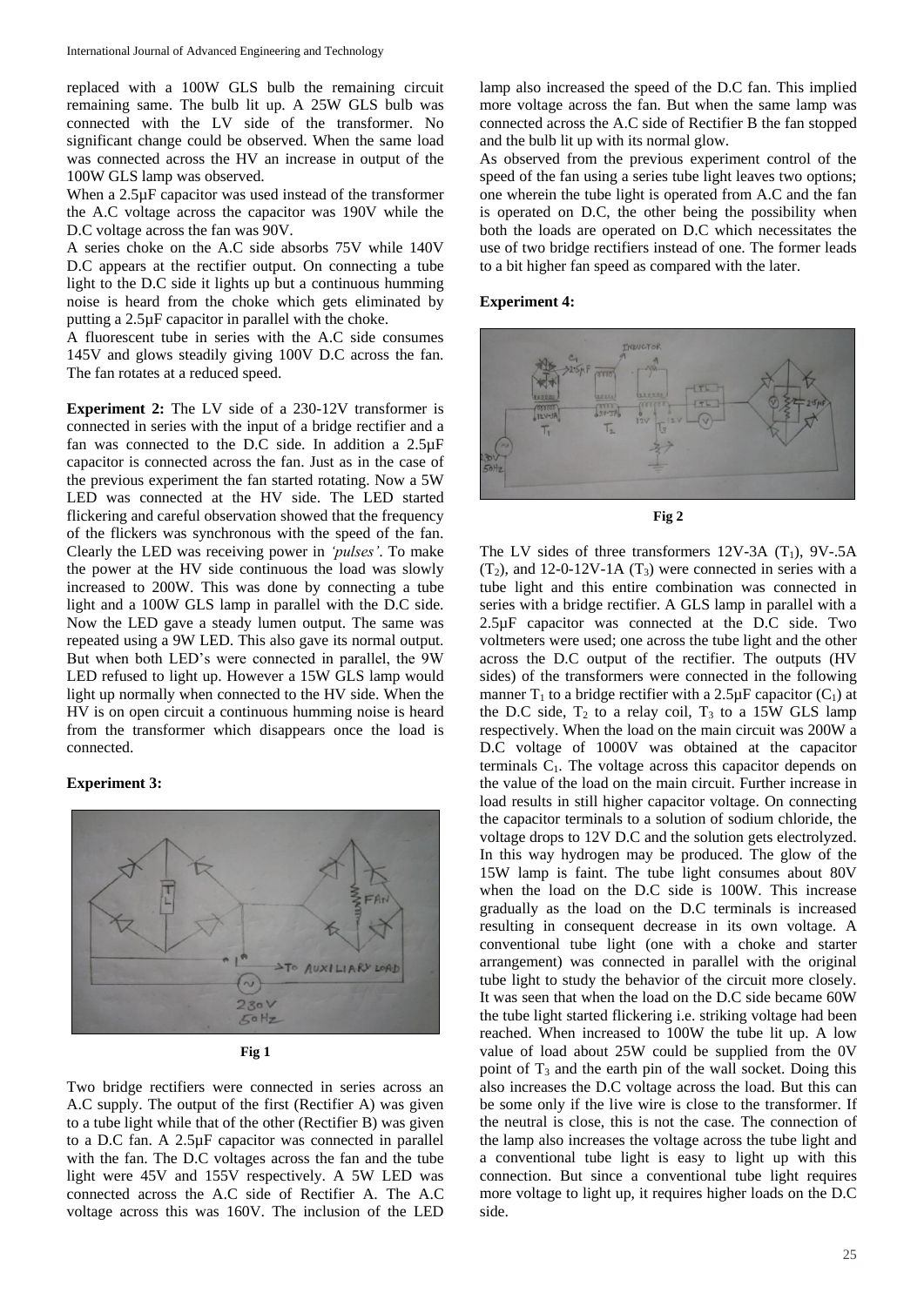replaced with a 100W GLS bulb the remaining circuit remaining same. The bulb lit up. A 25W GLS bulb was connected with the LV side of the transformer. No significant change could be observed. When the same load was connected across the HV an increase in output of the 100W GLS lamp was observed.

When a 2.5µF capacitor was used instead of the transformer the A.C voltage across the capacitor was 190V while the D.C voltage across the fan was 90V.

A series choke on the A.C side absorbs 75V while 140V D.C appears at the rectifier output. On connecting a tube light to the D.C side it lights up but a continuous humming noise is heard from the choke which gets eliminated by putting a 2.5µF capacitor in parallel with the choke.

A fluorescent tube in series with the A.C side consumes 145V and glows steadily giving 100V D.C across the fan. The fan rotates at a reduced speed.

**Experiment 2:** The LV side of a 230-12V transformer is connected in series with the input of a bridge rectifier and a fan was connected to the D.C side. In addition a 2.5µF capacitor is connected across the fan. Just as in the case of the previous experiment the fan started rotating. Now a 5W LED was connected at the HV side. The LED started flickering and careful observation showed that the frequency of the flickers was synchronous with the speed of the fan. Clearly the LED was receiving power in *'pulses'*. To make the power at the HV side continuous the load was slowly increased to 200W. This was done by connecting a tube light and a 100W GLS lamp in parallel with the D.C side. Now the LED gave a steady lumen output. The same was repeated using a 9W LED. This also gave its normal output. But when both LED's were connected in parallel, the 9W LED refused to light up. However a 15W GLS lamp would light up normally when connected to the HV side. When the HV is on open circuit a continuous humming noise is heard from the transformer which disappears once the load is connected.

**Experiment 3:**

Fig 1

Two bridge rectifiers were connected in series across an A.C supply. The output of the first (Rectifier A) was given to a tube light while that of the other (Rectifier B) was given to a D.C fan. A 2.5µF capacitor was connected in parallel with the fan. The D.C voltages across the fan and the tube light were 45V and 155V respectively. A 5W LED was connected across the A.C side of Rectifier A. The A.C voltage across this was 160V. The inclusion of the LED lamp also increased the speed of the D.C fan. This implied more voltage across the fan. But when the same lamp was connected across the A.C side of Rectifier B the fan stopped and the bulb lit up with its normal glow.

As observed from the previous experiment control of the speed of the fan using a series tube light leaves two options; one wherein the tube light is operated from A.C and the fan is operated on D.C, the other being the possibility when both the loads are operated on D.C which necessitates the use of two bridge rectifiers instead of one. The former leads to a bit higher fan speed as compared with the later.

**Experiment 4:**

Fig 2

The LV sides of three transformers 12V-3A ($T_1$), 9V-.5A ($T_2$), and 12-0-12V-1A ($T_3$) were connected in series with a tube light and this entire combination was connected in series with a bridge rectifier. A GLS lamp in parallel with a 2.5µF capacitor was connected at the D.C side. Two voltmeters were used; one across the tube light and the other across the D.C output of the rectifier. The outputs (HV sides) of the transformers were connected in the following manner $T_1$ to a bridge rectifier with a 2.5µF capacitor ($C_1$) at the D.C side, $T_2$ to a relay coil, $T_3$ to a 15W GLS lamp respectively. When the load on the main circuit was 200W a D.C voltage of 1000V was obtained at the capacitor terminals $C_1$. The voltage across this capacitor depends on the value of the load on the main circuit. Further increase in load results in still higher capacitor voltage. On connecting the capacitor terminals to a solution of sodium chloride, the voltage drops to 12V D.C and the solution gets electrolyzed. In this way hydrogen may be produced. The glow of the 15W lamp is faint. The tube light consumes about 80V when the load on the D.C side is 100W. This increase gradually as the load on the D.C terminals is increased resulting in consequent decrease in its own voltage. A conventional tube light (one with a choke and starter arrangement) was connected in parallel with the original tube light to study the behavior of the circuit more closely. It was seen that when the load on the D.C side became 60W the tube light started flickering i.e. striking voltage had been reached. When increased to 100W the tube lit up. A low value of load about 25W could be supplied from the 0V point of $T_3$ and the earth pin of the wall socket. Doing this also increases the D.C voltage across the load. But this can be some only if the live wire is close to the transformer. If the neutral is close, this is not the case. The connection of the lamp also increases the voltage across the tube light and a conventional tube light is easy to light up with this connection. But since a conventional tube light requires more voltage to light up, it requires higher loads on the D.C side.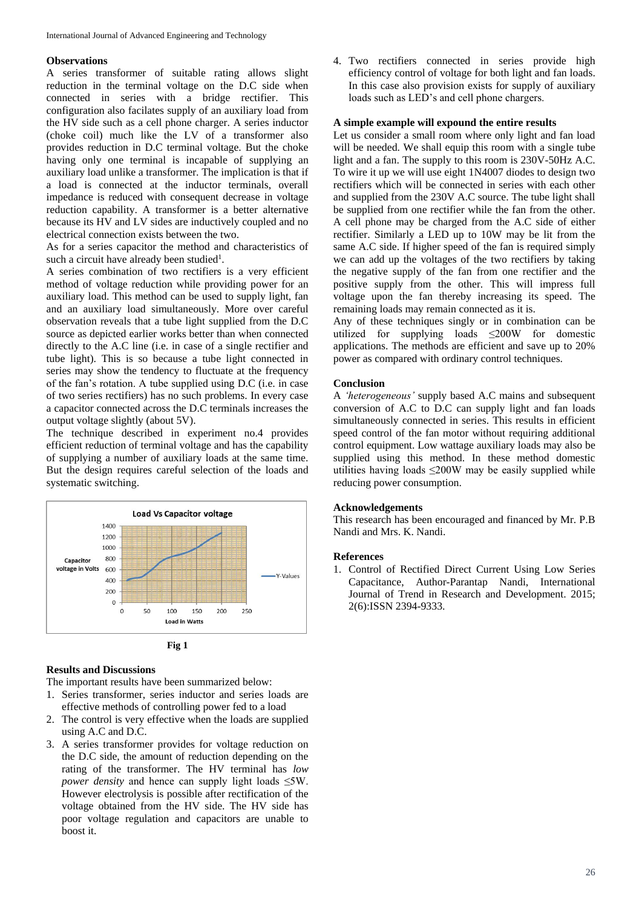### Observations

A series transformer of suitable rating allows slight reduction in the terminal voltage on the D.C side when connected in series with a bridge rectifier. This configuration also facilates supply of an auxiliary load from the HV side such as a cell phone charger. A series inductor (choke coil) much like the LV of a transformer also provides reduction in D.C terminal voltage. But the choke having only one terminal is incapable of supplying an auxiliary load unlike a transformer. The implication is that if a load is connected at the inductor terminals, overall impedance is reduced with consequent decrease in voltage reduction capability. A transformer is a better alternative because its HV and LV sides are inductively coupled and no electrical connection exists between the two.

As for a series capacitor the method and characteristics of such a circuit have already been studied[1].

A series combination of two rectifiers is a very efficient method of voltage reduction while providing power for an auxiliary load. This method can be used to supply light, fan and an auxiliary load simultaneously. More over careful observation reveals that a tube light supplied from the D.C source as depicted earlier works better than when connected directly to the A.C line (i.e. in case of a single rectifier and tube light). This is so because a tube light connected in series may show the tendency to fluctuate at the frequency of the fan's rotation. A tube supplied using D.C (i.e. in case of two series rectifiers) has no such problems. In every case a capacitor connected across the D.C terminals increases the output voltage slightly (about 5V).

The technique described in experiment no.4 provides efficient reduction of terminal voltage and has the capability of supplying a number of auxiliary loads at the same time. But the design requires careful selection of the loads and systematic switching.

Load Vs Capacitor voltage

Capacitor voltage in Volts

1400
1200
1000
800
600
400
200
0

0 50 100 150 200 250

Load in Watts

Y-Values

Fig 1

### Results and Discussions

The important results have been summarized below:

1. Series transformer, series inductor and series loads are effective methods of controlling power fed to a load
2. The control is very effective when the loads are supplied using A.C and D.C.
3. A series transformer provides for voltage reduction on the D.C side, the amount of reduction depending on the rating of the transformer. The HV terminal has *low power density* and hence can supply light loads ≤5W. However electrolysis is possible after rectification of the voltage obtained from the HV side. The HV side has poor voltage regulation and capacitors are unable to boost it.
4. Two rectifiers connected in series provide high efficiency control of voltage for both light and fan loads. In this case also provision exists for supply of auxiliary loads such as LED's and cell phone chargers.

### A simple example will expound the entire results

Let us consider a small room where only light and fan load will be needed. We shall equip this room with a single tube light and a fan. The supply to this room is 230V-50Hz A.C. To wire it up we will use eight 1N4007 diodes to design two rectifiers which will be connected in series with each other and supplied from the 230V A.C source. The tube light shall be supplied from one rectifier while the fan from the other. A cell phone may be charged from the A.C side of either rectifier. Similarly a LED up to 10W may be lit from the same A.C side. If higher speed of the fan is required simply we can add up the voltages of the two rectifiers by taking the negative supply of the fan from one rectifier and the positive supply from the other. This will impress full voltage upon the fan thereby increasing its speed. The remaining loads may remain connected as it is.

Any of these techniques singly or in combination can be utilized for supplying loads ≤200W for domestic applications. The methods are efficient and save up to 20% power as compared with ordinary control techniques.

### Conclusion

A *'heterogeneous'* supply based A.C mains and subsequent conversion of A.C to D.C can supply light and fan loads simultaneously connected in series. This results in efficient speed control of the fan motor without requiring additional control equipment. Low wattage auxiliary loads may also be supplied using this method. In these method domestic utilities having loads ≤200W may be easily supplied while reducing power consumption.

### Acknowledgements

This research has been encouraged and financed by Mr. P.B Nandi and Mrs. K. Nandi.

### References

1. Control of Rectified Direct Current Using Low Series Capacitance, Author-Parantap Nandi, International Journal of Trend in Research and Development. 2015; 2(6):ISSN 2394-9333.